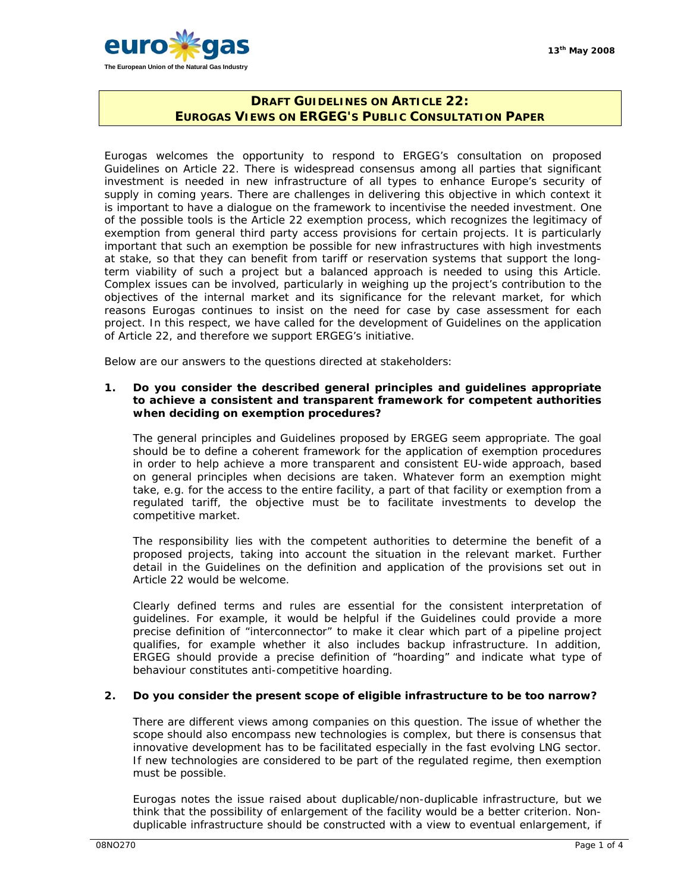eurogas
The European Union of the Natural Gas Industry

13th May 2008

# DRAFT GUIDELINES ON ARTICLE 22: EUROGAS VIEWS ON ERGEG'S PUBLIC CONSULTATION PAPER

Eurogas welcomes the opportunity to respond to ERGEG's consultation on proposed Guidelines on Article 22. There is widespread consensus among all parties that significant investment is needed in new infrastructure of all types to enhance Europe's security of supply in coming years. There are challenges in delivering this objective in which context it is important to have a dialogue on the framework to incentivise the needed investment. One of the possible tools is the Article 22 exemption process, which recognizes the legitimacy of exemption from general third party access provisions for certain projects. It is particularly important that such an exemption be possible for new infrastructures with high investments at stake, so that they can benefit from tariff or reservation systems that support the long-term viability of such a project but a balanced approach is needed to using this Article. Complex issues can be involved, particularly in weighing up the project's contribution to the objectives of the internal market and its significance for the relevant market, for which reasons Eurogas continues to insist on the need for case by case assessment for each project. In this respect, we have called for the development of Guidelines on the application of Article 22, and therefore we support ERGEG's initiative.

Below are our answers to the questions directed at stakeholders:

**1. Do you consider the described general principles and guidelines appropriate to achieve a consistent and transparent framework for competent authorities when deciding on exemption procedures?**

The general principles and Guidelines proposed by ERGEG seem appropriate. The goal should be to define a coherent framework for the application of exemption procedures in order to help achieve a more transparent and consistent EU-wide approach, based on general principles when decisions are taken. Whatever form an exemption might take, e.g. for the access to the entire facility, a part of that facility or exemption from a regulated tariff, the objective must be to facilitate investments to develop the competitive market.

The responsibility lies with the competent authorities to determine the benefit of a proposed projects, taking into account the situation in the relevant market. Further detail in the Guidelines on the definition and application of the provisions set out in Article 22 would be welcome.

Clearly defined terms and rules are essential for the consistent interpretation of guidelines. For example, it would be helpful if the Guidelines could provide a more precise definition of "interconnector" to make it clear which part of a pipeline project qualifies, for example whether it also includes backup infrastructure. In addition, ERGEG should provide a precise definition of "hoarding" and indicate what type of behaviour constitutes anti-competitive hoarding.

**2. Do you consider the present scope of eligible infrastructure to be too narrow?**

There are different views among companies on this question. The issue of whether the scope should also encompass new technologies is complex, but there is consensus that innovative development has to be facilitated especially in the fast evolving LNG sector. If new technologies are considered to be part of the regulated regime, then exemption must be possible.

Eurogas notes the issue raised about duplicable/non-duplicable infrastructure, but we think that the possibility of enlargement of the facility would be a better criterion. Non-duplicable infrastructure should be constructed with a view to eventual enlargement, if

08NO270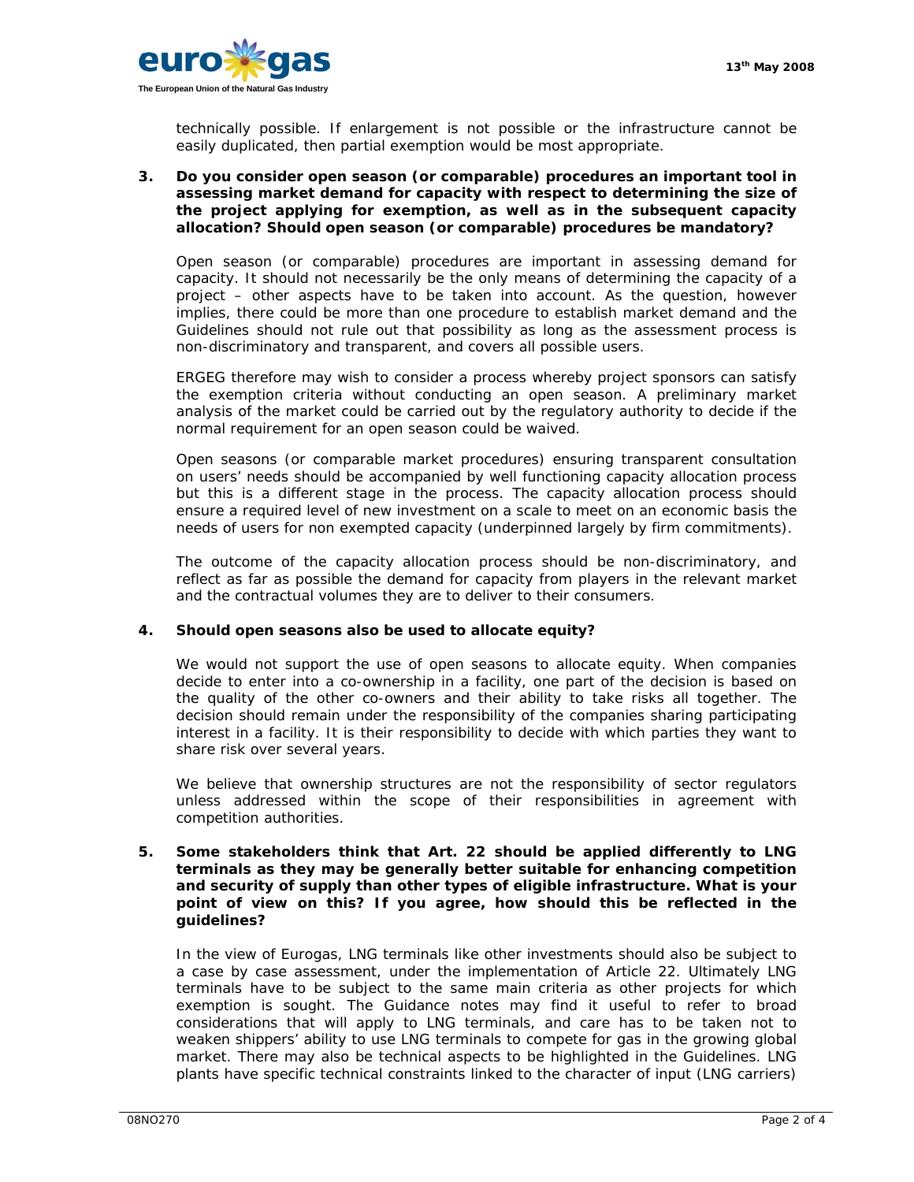technically possible. If enlargement is not possible or the infrastructure cannot be easily duplicated, then partial exemption would be most appropriate.

**3. Do you consider open season (or comparable) procedures an important tool in assessing market demand for capacity with respect to determining the size of the project applying for exemption, as well as in the subsequent capacity allocation? Should open season (or comparable) procedures be mandatory?**

*Open season (or comparable) procedures are important in assessing demand for capacity. It should not necessarily be the only means of determining the capacity of a project – other aspects have to be taken into account. As the question, however implies, there could be more than one procedure to establish market demand and the Guidelines should not rule out that possibility as long as the assessment process is non-discriminatory and transparent, and covers all possible users.*

*ERGEG therefore may wish to consider a process whereby project sponsors can satisfy the exemption criteria without conducting an open season. A preliminary market analysis of the market could be carried out by the regulatory authority to decide if the normal requirement for an open season could be waived.*

*Open seasons (or comparable market procedures) ensuring transparent consultation on users' needs should be accompanied by well functioning capacity allocation process but this is a different stage in the process. The capacity allocation process should ensure a required level of new investment on a scale to meet on an economic basis the needs of users for non exempted capacity (underpinned largely by firm commitments).*

*The outcome of the capacity allocation process should be non-discriminatory, and reflect as far as possible the demand for capacity from players in the relevant market and the contractual volumes they are to deliver to their consumers.*

**4. Should open seasons also be used to allocate equity?**

*We would not support the use of open seasons to allocate equity. When companies decide to enter into a co-ownership in a facility, one part of the decision is based on the quality of the other co-owners and their ability to take risks all together. The decision should remain under the responsibility of the companies sharing participating interest in a facility. It is their responsibility to decide with which parties they want to share risk over several years.*

*We believe that ownership structures are not the responsibility of sector regulators unless addressed within the scope of their responsibilities in agreement with competition authorities.*

**5. Some stakeholders think that Art. 22 should be applied differently to LNG terminals as they may be generally better suitable for enhancing competition and security of supply than other types of eligible infrastructure. What is your point of view on this? If you agree, how should this be reflected in the guidelines?**

*In the view of Eurogas, LNG terminals like other investments should also be subject to a case by case assessment, under the implementation of Article 22. Ultimately LNG terminals have to be subject to the same main criteria as other projects for which exemption is sought. The Guidance notes may find it useful to refer to broad considerations that will apply to LNG terminals, and care has to be taken not to weaken shippers' ability to use LNG terminals to compete for gas in the growing global market. There may also be technical aspects to be highlighted in the Guidelines. LNG plants have specific technical constraints linked to the character of input (LNG carriers)*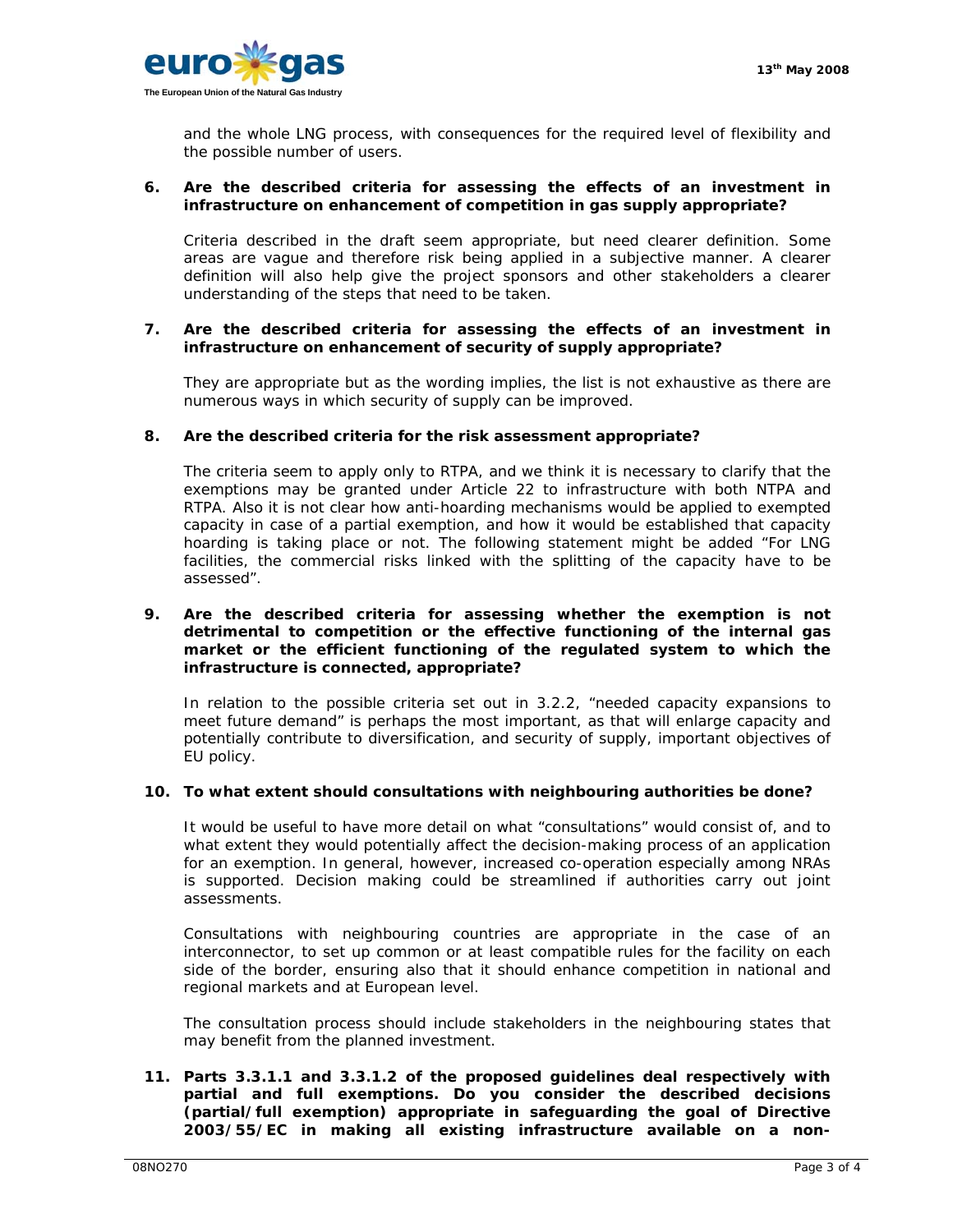and the whole LNG process, with consequences for the required level of flexibility and the possible number of users.

**6. Are the described criteria for assessing the effects of an investment in infrastructure on enhancement of competition in gas supply appropriate?**

Criteria described in the draft seem appropriate, but need clearer definition. Some areas are vague and therefore risk being applied in a subjective manner. A clearer definition will also help give the project sponsors and other stakeholders a clearer understanding of the steps that need to be taken.

**7. Are the described criteria for assessing the effects of an investment in infrastructure on enhancement of security of supply appropriate?**

They are appropriate but as the wording implies, the list is not exhaustive as there are numerous ways in which security of supply can be improved.

**8. Are the described criteria for the risk assessment appropriate?**

The criteria seem to apply only to RTPA, and we think it is necessary to clarify that the exemptions may be granted under Article 22 to infrastructure with both NTPA and RTPA. Also it is not clear how anti-hoarding mechanisms would be applied to exempted capacity in case of a partial exemption, and how it would be established that capacity hoarding is taking place or not. The following statement might be added "For LNG facilities, the commercial risks linked with the splitting of the capacity have to be assessed".

**9. Are the described criteria for assessing whether the exemption is not detrimental to competition or the effective functioning of the internal gas market or the efficient functioning of the regulated system to which the infrastructure is connected, appropriate?**

In relation to the possible criteria set out in 3.2.2, "needed capacity expansions to meet future demand" is perhaps the most important, as that will enlarge capacity and potentially contribute to diversification, and security of supply, important objectives of EU policy.

**10. To what extent should consultations with neighbouring authorities be done?**

It would be useful to have more detail on what "consultations" would consist of, and to what extent they would potentially affect the decision-making process of an application for an exemption. In general, however, increased co-operation especially among NRAs is supported. Decision making could be streamlined if authorities carry out joint assessments.

Consultations with neighbouring countries are appropriate in the case of an interconnector, to set up common or at least compatible rules for the facility on each side of the border, ensuring also that it should enhance competition in national and regional markets and at European level.

The consultation process should include stakeholders in the neighbouring states that may benefit from the planned investment.

**11. Parts 3.3.1.1 and 3.3.1.2 of the proposed guidelines deal respectively with partial and full exemptions. Do you consider the described decisions (partial/full exemption) appropriate in safeguarding the goal of Directive 2003/55/EC in making all existing infrastructure available on a non-**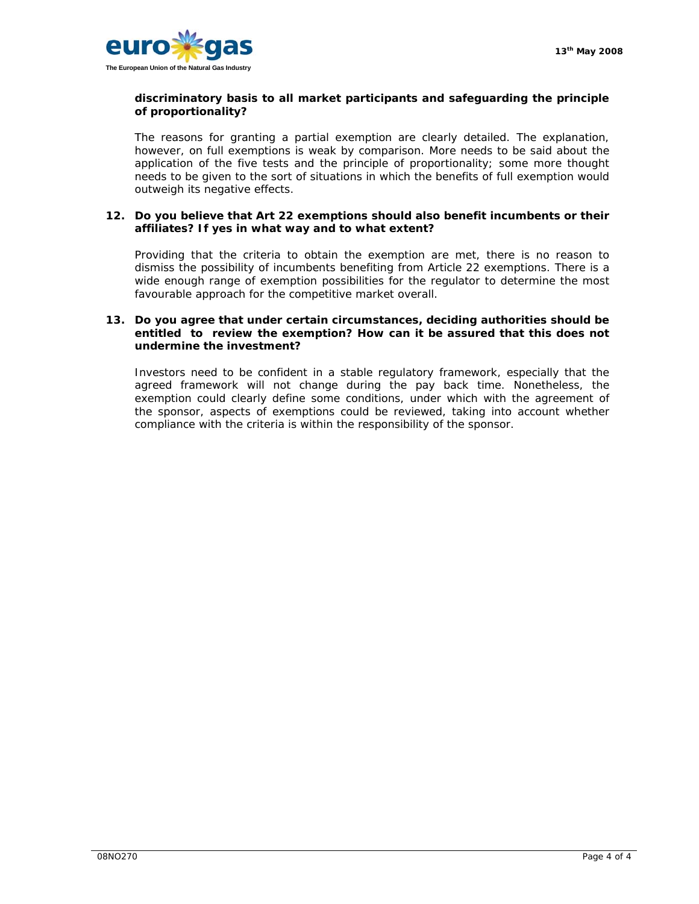**discriminatory basis to all market participants and safeguarding the principle of proportionality?**

The reasons for granting a partial exemption are clearly detailed. The explanation, however, on full exemptions is weak by comparison. More needs to be said about the application of the five tests and the principle of proportionality; some more thought needs to be given to the sort of situations in which the benefits of full exemption would outweigh its negative effects.

**12. Do you believe that Art 22 exemptions should also benefit incumbents or their affiliates? If yes in what way and to what extent?**

Providing that the criteria to obtain the exemption are met, there is no reason to dismiss the possibility of incumbents benefiting from Article 22 exemptions. There is a wide enough range of exemption possibilities for the regulator to determine the most favourable approach for the competitive market overall.

**13. Do you agree that under certain circumstances, deciding authorities should be entitled to review the exemption? How can it be assured that this does not undermine the investment?**

Investors need to be confident in a stable regulatory framework, especially that the agreed framework will not change during the pay back time. Nonetheless, the exemption could clearly define some conditions, under which with the agreement of the sponsor, aspects of exemptions could be reviewed, taking into account whether compliance with the criteria is within the responsibility of the sponsor.